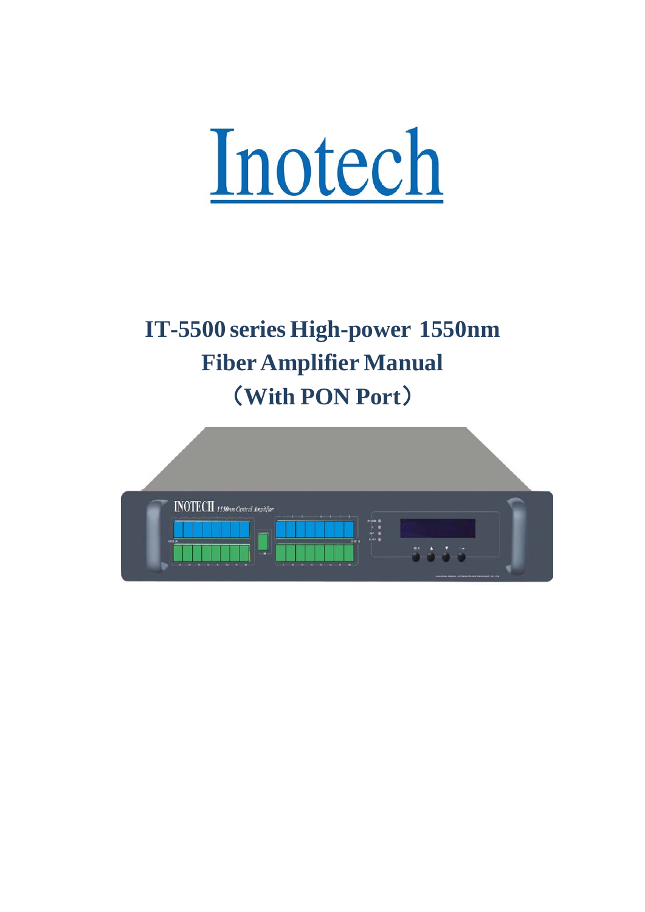# Inotech

# IT-5500 series High-power 1550nm Fiber Amplifier Manual （With PON Port）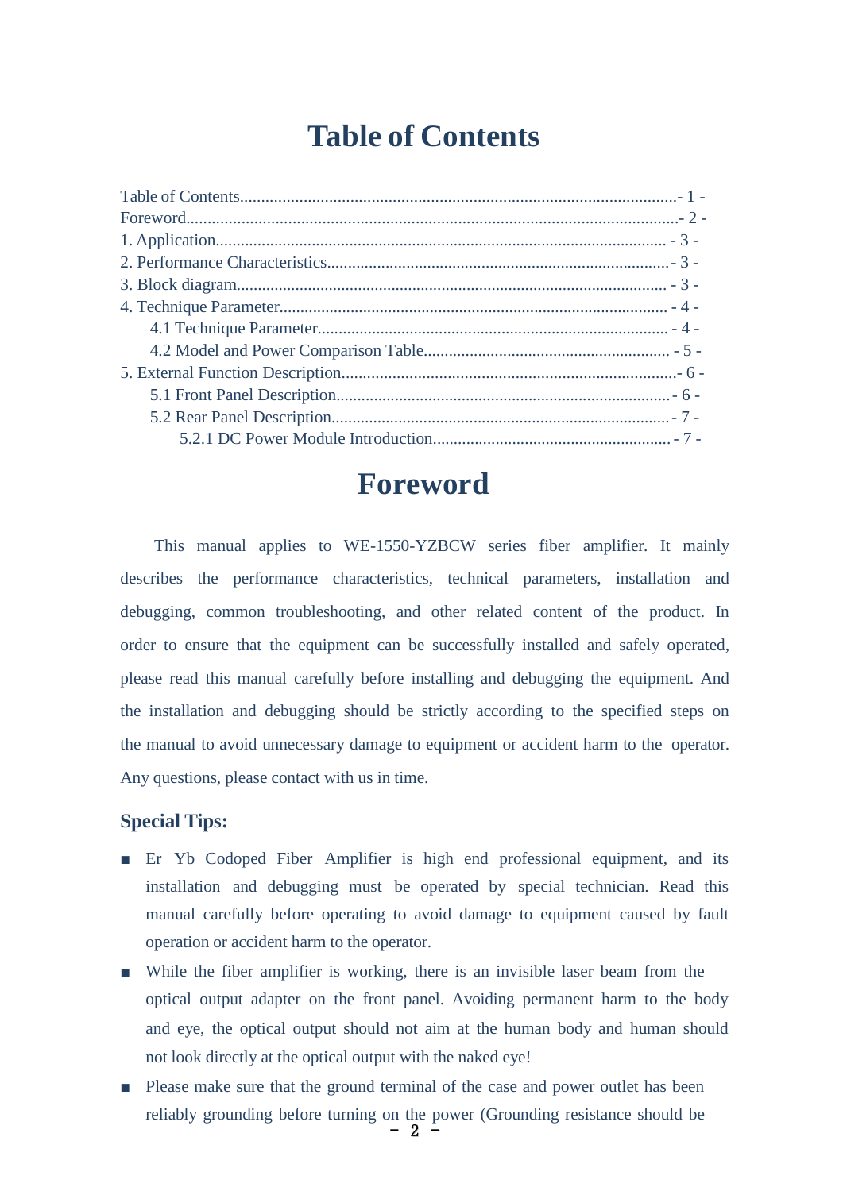# Table of Contents

Table of Contents........................................................................................................- 1 -
Foreword....................................................................................................................- 2 -
1. Application............................................................................................................ - 3 -
2. Performance Characteristics..................................................................................- 3 -
3. Block diagram........................................................................................................ - 3 -
4. Technique Parameter.............................................................................................. - 4 -
    4.1 Technique Parameter........................................................................................ - 4 -
    4.2 Model and Power Comparison Table............................................................... - 5 -
5. External Function Description................................................................................- 6 -
    5.1 Front Panel Description.....................................................................................- 6 -
    5.2 Rear Panel Description......................................................................................- 7 -
        5.2.1 DC Power Module Introduction.................................................................. - 7 -

# Foreword

This manual applies to WE-1550-YZBCW series fiber amplifier. It mainly describes the performance characteristics, technical parameters, installation and debugging, common troubleshooting, and other related content of the product. In order to ensure that the equipment can be successfully installed and safely operated, please read this manual carefully before installing and debugging the equipment. And the installation and debugging should be strictly according to the specified steps on the manual to avoid unnecessary damage to equipment or accident harm to the operator. Any questions, please contact with us in time.

### Special Tips:

- Er Yb Codoped Fiber Amplifier is high end professional equipment, and its installation and debugging must be operated by special technician. Read this manual carefully before operating to avoid damage to equipment caused by fault operation or accident harm to the operator.
- While the fiber amplifier is working, there is an invisible laser beam from the optical output adapter on the front panel. Avoiding permanent harm to the body and eye, the optical output should not aim at the human body and human should not look directly at the optical output with the naked eye!
- Please make sure that the ground terminal of the case and power outlet has been reliably grounding before turning on the power (Grounding resistance should be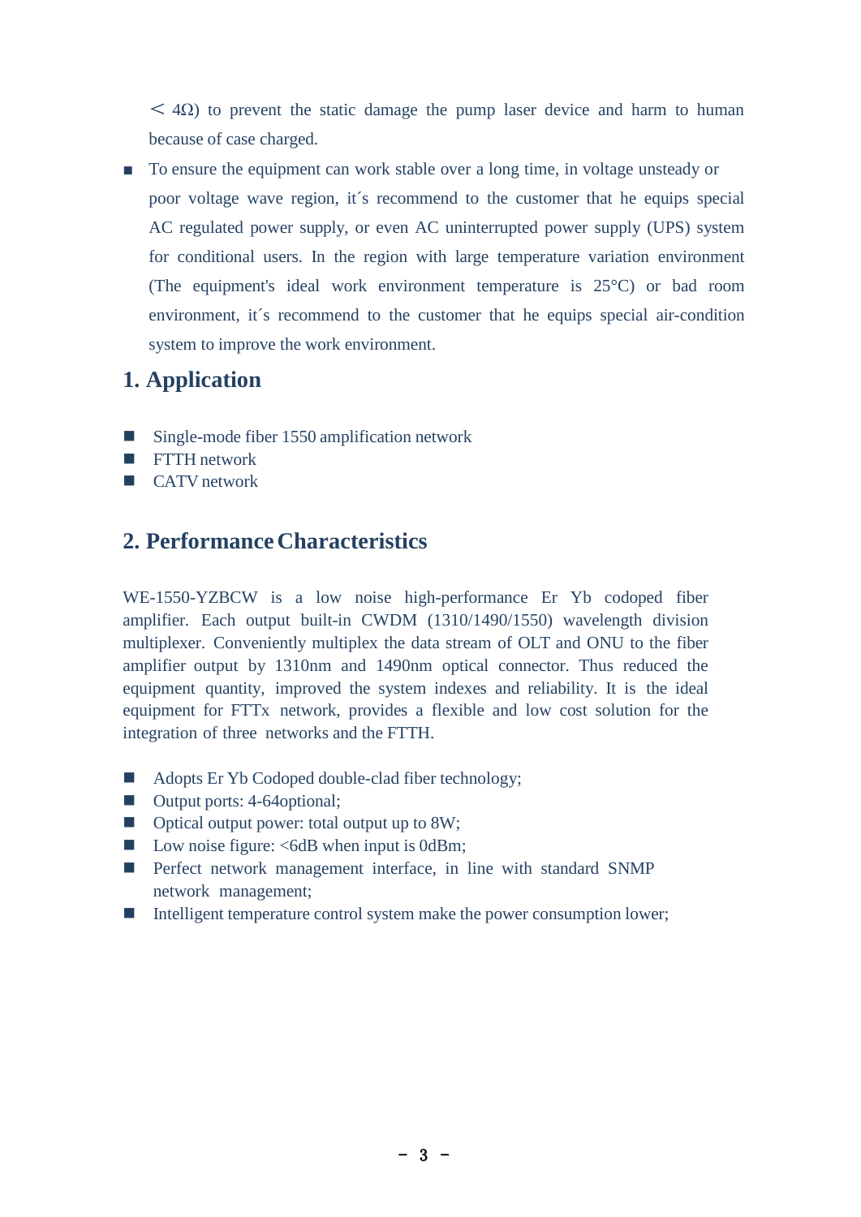＜ 4Ω) to prevent the static damage the pump laser device and harm to human because of case charged.

- To ensure the equipment can work stable over a long time, in voltage unsteady or poor voltage wave region, it´s recommend to the customer that he equips special AC regulated power supply, or even AC uninterrupted power supply (UPS) system for conditional users. In the region with large temperature variation environment (The equipment's ideal work environment temperature is 25°C) or bad room environment, it´s recommend to the customer that he equips special air-condition system to improve the work environment.

## 1. Application

- Single-mode fiber 1550 amplification network
- FTTH network
- CATV network

## 2. Performance Characteristics

WE-1550-YZBCW is a low noise high-performance Er Yb codoped fiber amplifier. Each output built-in CWDM (1310/1490/1550) wavelength division multiplexer. Conveniently multiplex the data stream of OLT and ONU to the fiber amplifier output by 1310nm and 1490nm optical connector. Thus reduced the equipment quantity, improved the system indexes and reliability. It is the ideal equipment for FTTx network, provides a flexible and low cost solution for the integration of three networks and the FTTH.

- Adopts Er Yb Codoped double-clad fiber technology;
- Output ports: 4-64optional;
- Optical output power: total output up to 8W;
- Low noise figure: <6dB when input is 0dBm;
- Perfect network management interface, in line with standard SNMP network management;
- Intelligent temperature control system make the power consumption lower;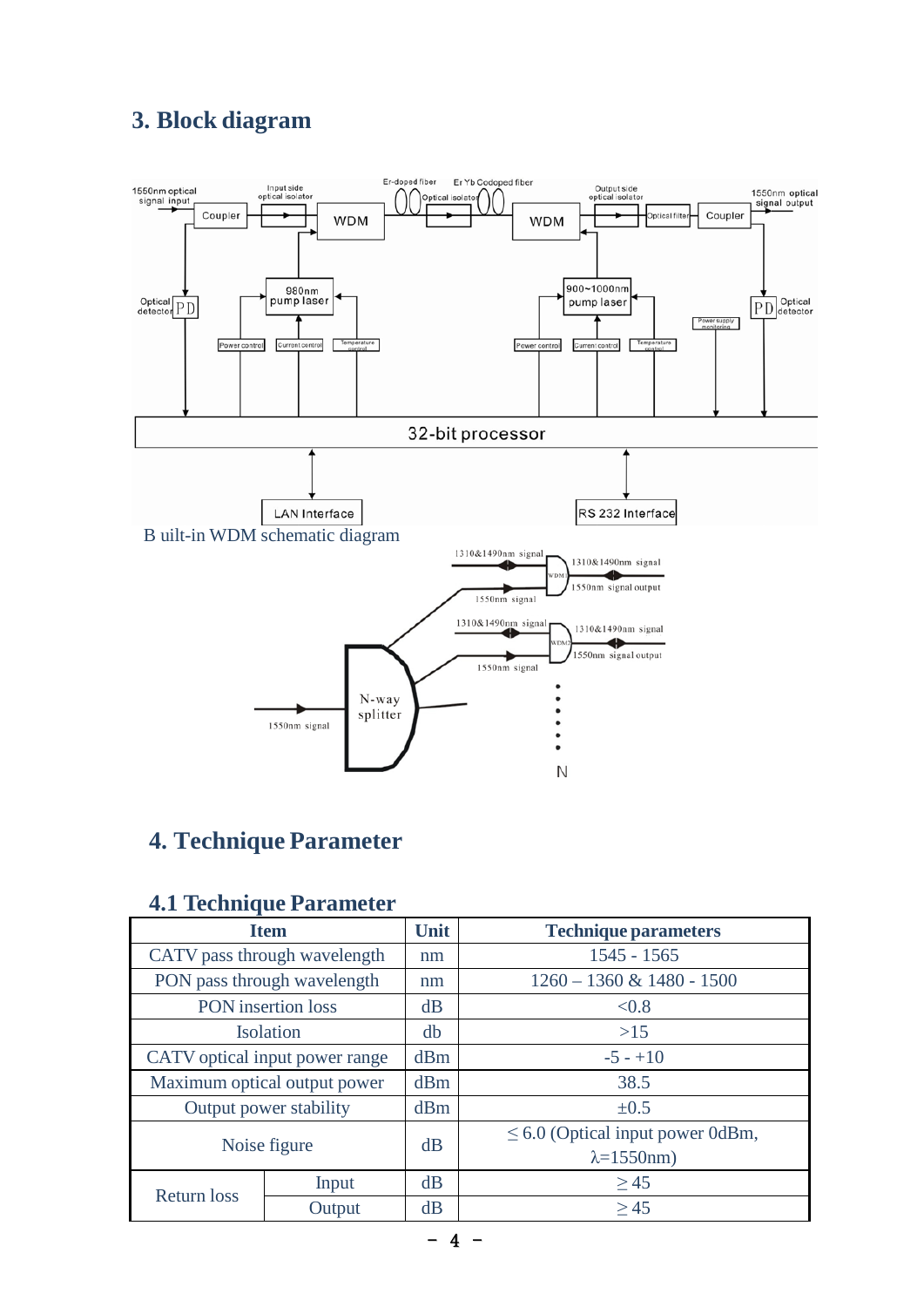## 3. Block diagram

B uilt-in WDM schematic diagram

## 4. Technique Parameter

### 4.1 Technique Parameter

| Item | | Unit | Technique parameters |
|---|---|---|---|
| CATV pass through wavelength | | nm | 1545 - 1565 |
| PON pass through wavelength | | nm | 1260 – 1360 & 1480 - 1500 |
| PON insertion loss | | dB | <0.8 |
| Isolation | | db | >15 |
| CATV optical input power range | | dBm | -5 - +10 |
| Maximum optical output power | | dBm | 38.5 |
| Output power stability | | dBm | ±0.5 |
| Noise figure | | dB | ≤ 6.0 (Optical input power 0dBm, λ=1550nm) |
| Return loss | Input | dB | ≥ 45 |
| | Output | dB | ≥ 45 |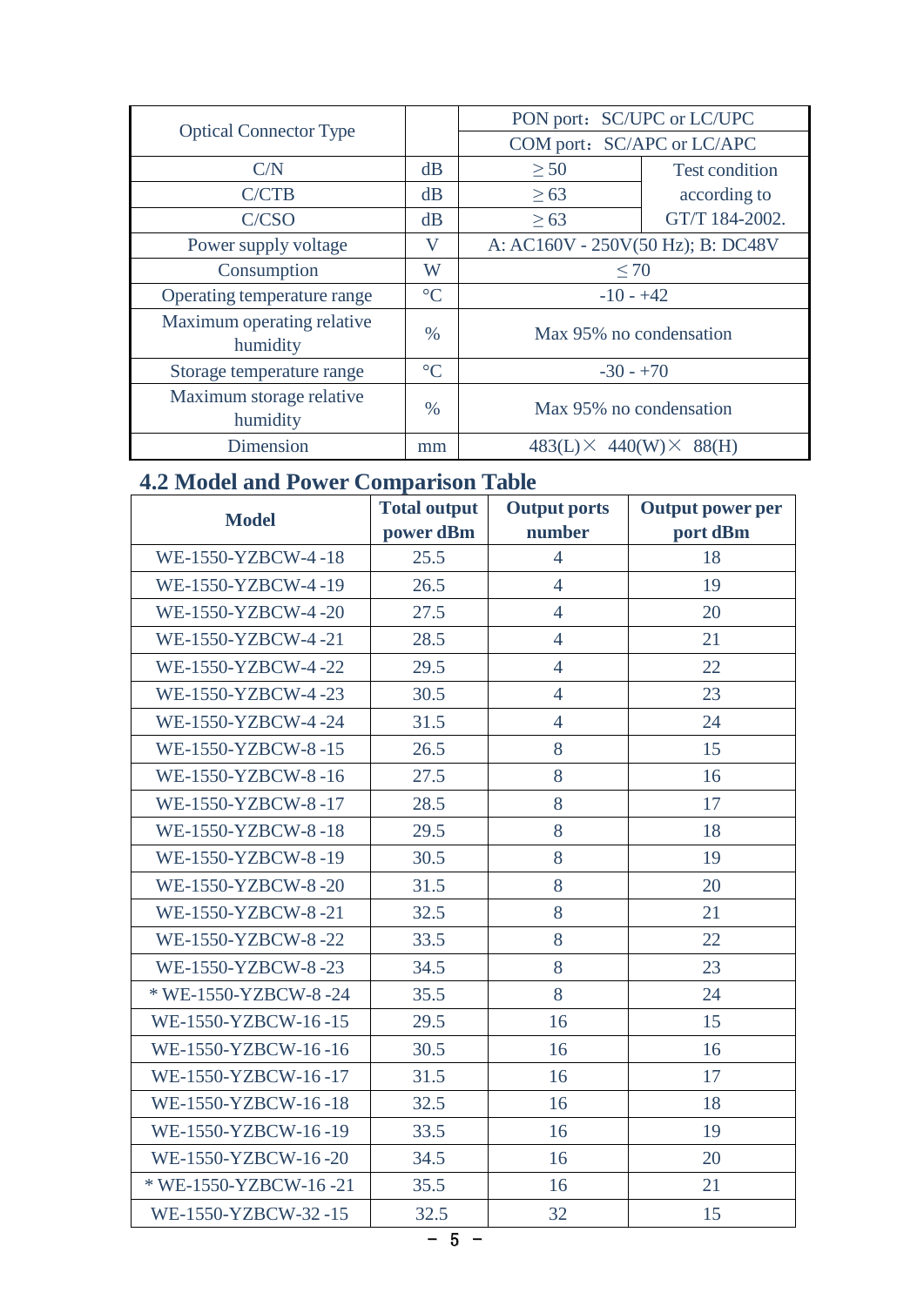| Optical Connector Type | | PON port：SC/UPC or LC/UPC | |
|---|---|---|---|
| | | COM port：SC/APC or LC/APC | |
| C/N | dB | ≥ 50 | Test condition according to GT/T 184-2002. |
| C/CTB | dB | ≥ 63 | |
| C/CSO | dB | ≥ 63 | |
| Power supply voltage | V | A: AC160V - 250V(50 Hz); B: DC48V | |
| Consumption | W | ≤ 70 | |
| Operating temperature range | °C | -10 - +42 | |
| Maximum operating relative humidity | % | Max 95% no condensation | |
| Storage temperature range | °C | -30 - +70 | |
| Maximum storage relative humidity | % | Max 95% no condensation | |
| Dimension | mm | 483(L)× 440(W)× 88(H) | |

## 4.2 Model and Power Comparison Table

| Model | Total output power dBm | Output ports number | Output power per port dBm |
|---|---|---|---|
| WE-1550-YZBCW-4 -18 | 25.5 | 4 | 18 |
| WE-1550-YZBCW-4 -19 | 26.5 | 4 | 19 |
| WE-1550-YZBCW-4 -20 | 27.5 | 4 | 20 |
| WE-1550-YZBCW-4 -21 | 28.5 | 4 | 21 |
| WE-1550-YZBCW-4 -22 | 29.5 | 4 | 22 |
| WE-1550-YZBCW-4 -23 | 30.5 | 4 | 23 |
| WE-1550-YZBCW-4 -24 | 31.5 | 4 | 24 |
| WE-1550-YZBCW-8 -15 | 26.5 | 8 | 15 |
| WE-1550-YZBCW-8 -16 | 27.5 | 8 | 16 |
| WE-1550-YZBCW-8 -17 | 28.5 | 8 | 17 |
| WE-1550-YZBCW-8 -18 | 29.5 | 8 | 18 |
| WE-1550-YZBCW-8 -19 | 30.5 | 8 | 19 |
| WE-1550-YZBCW-8 -20 | 31.5 | 8 | 20 |
| WE-1550-YZBCW-8 -21 | 32.5 | 8 | 21 |
| WE-1550-YZBCW-8 -22 | 33.5 | 8 | 22 |
| WE-1550-YZBCW-8 -23 | 34.5 | 8 | 23 |
| * WE-1550-YZBCW-8 -24 | 35.5 | 8 | 24 |
| WE-1550-YZBCW-16 -15 | 29.5 | 16 | 15 |
| WE-1550-YZBCW-16 -16 | 30.5 | 16 | 16 |
| WE-1550-YZBCW-16 -17 | 31.5 | 16 | 17 |
| WE-1550-YZBCW-16 -18 | 32.5 | 16 | 18 |
| WE-1550-YZBCW-16 -19 | 33.5 | 16 | 19 |
| WE-1550-YZBCW-16 -20 | 34.5 | 16 | 20 |
| * WE-1550-YZBCW-16 -21 | 35.5 | 16 | 21 |
| WE-1550-YZBCW-32 -15 | 32.5 | 32 | 15 |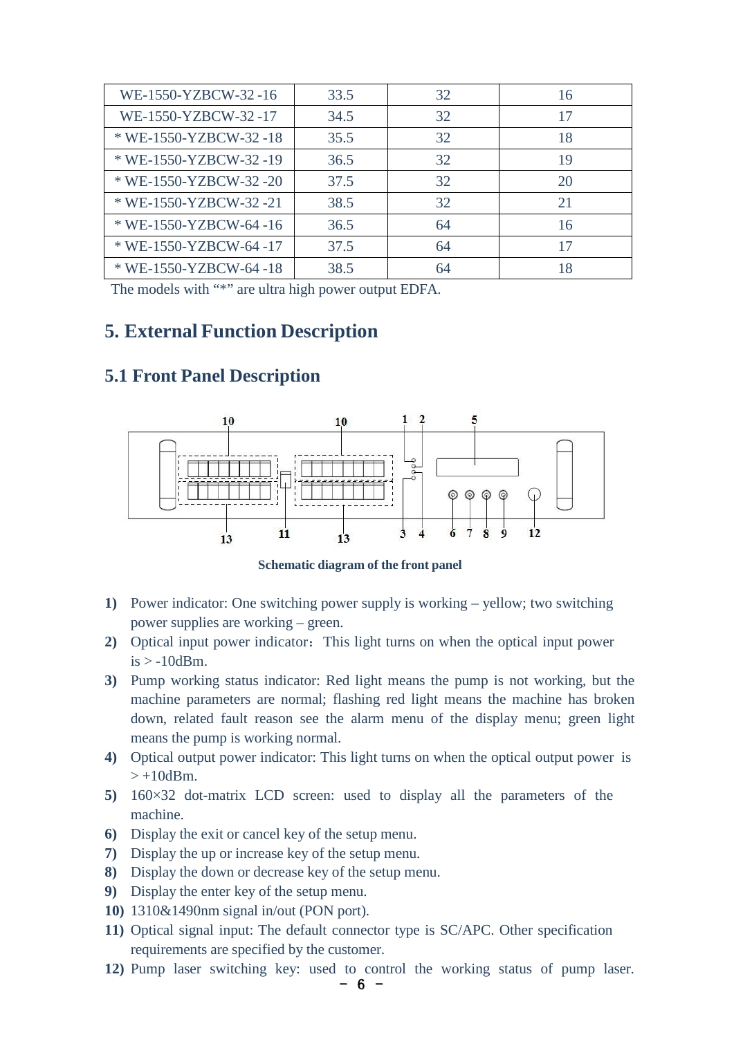| WE-1550-YZBCW-32 -16 | 33.5 | 32 | 16 |
|---|---|---|---|
| WE-1550-YZBCW-32 -17 | 34.5 | 32 | 17 |
| * WE-1550-YZBCW-32 -18 | 35.5 | 32 | 18 |
| * WE-1550-YZBCW-32 -19 | 36.5 | 32 | 19 |
| * WE-1550-YZBCW-32 -20 | 37.5 | 32 | 20 |
| * WE-1550-YZBCW-32 -21 | 38.5 | 32 | 21 |
| * WE-1550-YZBCW-64 -16 | 36.5 | 64 | 16 |
| * WE-1550-YZBCW-64 -17 | 37.5 | 64 | 17 |
| * WE-1550-YZBCW-64 -18 | 38.5 | 64 | 18 |

The models with "*" are ultra high power output EDFA.

## 5. External Function Description

### 5.1 Front Panel Description

**Schematic diagram of the front panel**

1) Power indicator: One switching power supply is working – yellow; two switching power supplies are working – green.
2) Optical input power indicator：This light turns on when the optical input power is > -10dBm.
3) Pump working status indicator: Red light means the pump is not working, but the machine parameters are normal; flashing red light means the machine has broken down, related fault reason see the alarm menu of the display menu; green light means the pump is working normal.
4) Optical output power indicator: This light turns on when the optical output power is > +10dBm.
5) 160×32 dot-matrix LCD screen: used to display all the parameters of the machine.
6) Display the exit or cancel key of the setup menu.
7) Display the up or increase key of the setup menu.
8) Display the down or decrease key of the setup menu.
9) Display the enter key of the setup menu.
10) 1310&1490nm signal in/out (PON port).
11) Optical signal input: The default connector type is SC/APC. Other specification requirements are specified by the customer.
12) Pump laser switching key: used to control the working status of pump laser.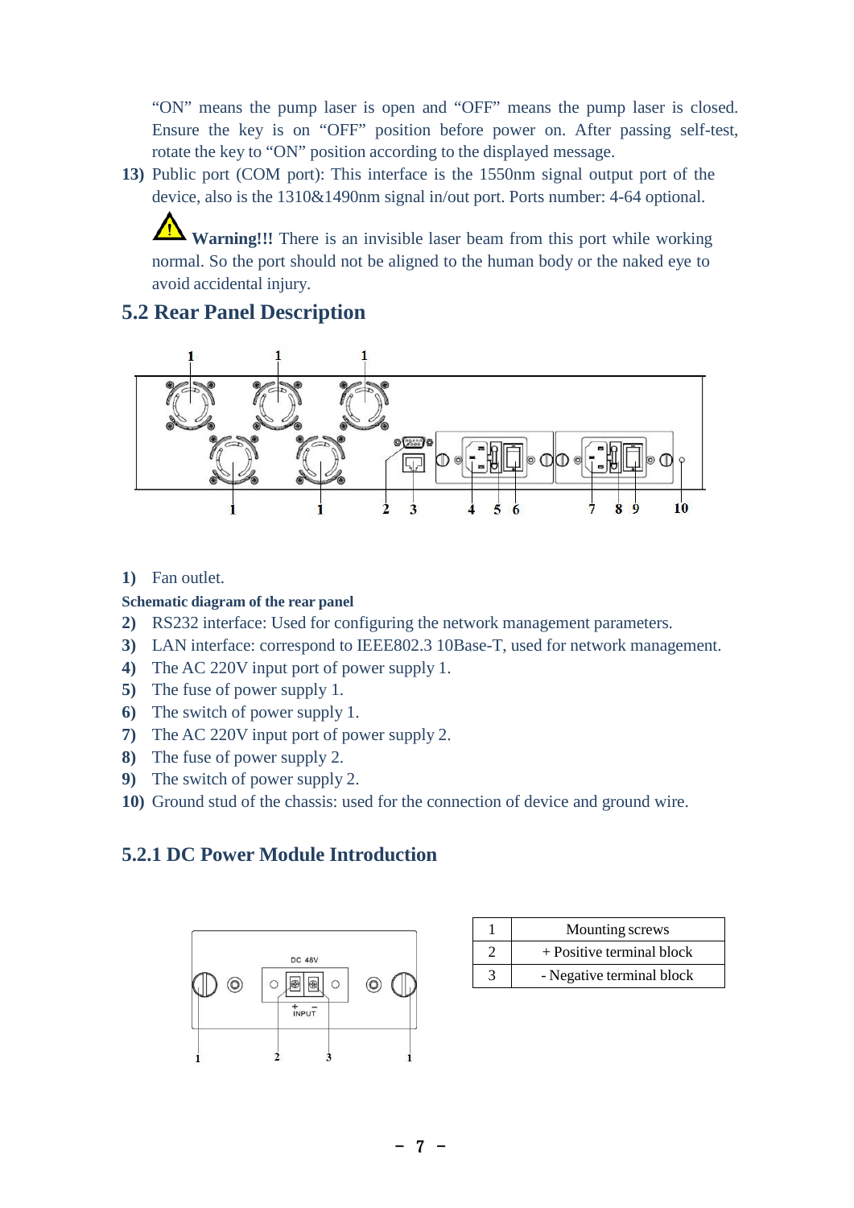"ON" means the pump laser is open and "OFF" means the pump laser is closed. Ensure the key is on "OFF" position before power on. After passing self-test, rotate the key to "ON" position according to the displayed message.

**13)** Public port (COM port): This interface is the 1550nm signal output port of the device, also is the 1310&1490nm signal in/out port. Ports number: 4-64 optional.

⚠ **Warning!!!** There is an invisible laser beam from this port while working normal. So the port should not be aligned to the human body or the naked eye to avoid accidental injury.

## 5.2 Rear Panel Description

1 1 1

1 1 2 3 4 5 6 7 8 9 10

**1)** Fan outlet.

**Schematic diagram of the rear panel**

**2)** RS232 interface: Used for configuring the network management parameters.
**3)** LAN interface: correspond to IEEE802.3 10Base-T, used for network management.
**4)** The AC 220V input port of power supply 1.
**5)** The fuse of power supply 1.
**6)** The switch of power supply 1.
**7)** The AC 220V input port of power supply 2.
**8)** The fuse of power supply 2.
**9)** The switch of power supply 2.
**10)** Ground stud of the chassis: used for the connection of device and ground wire.

### 5.2.1 DC Power Module Introduction

DC 48V

+ −
INPUT

1 2 3 1

| | |
|---|---|
| 1 | Mounting screws |
| 2 | + Positive terminal block |
| 3 | - Negative terminal block |